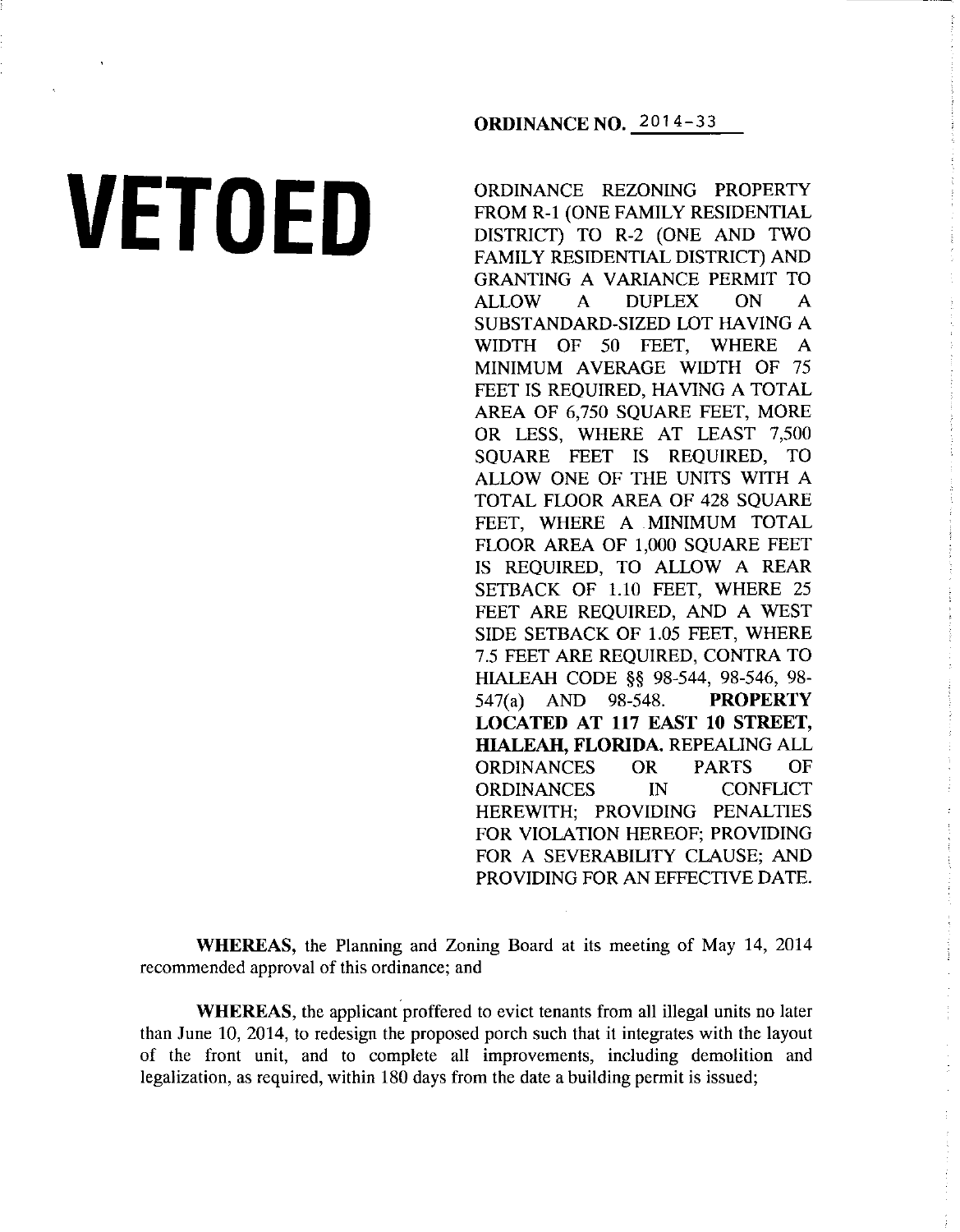**ORDINANCE NO. 2014-33**

# VETOED

ORDINANCE REZONING PROPERTY FROM R-1 (ONE FAMILY RESIDENTIAL DISTRICT) TO R-2 (ONE AND TWO FAMILY RESIDENTIAL DISTRICT) AND GRANTING A VARIANCE PERMIT TO ALLOW A DUPLEX ON A SUBSTANDARD-SIZED LOT HAVING A WIDTH OF 50 FEET, WHERE A MINIMUM AVERAGE WIDTH OF 75 FEET IS REQUIRED, HAVING A TOTAL AREA OF 6,750 SQUARE FEET, MORE OR LESS, WHERE AT LEAST 7,500 SQUARE FEET IS REQUIRED, TO ALLOW ONE OF THE UNITS WITH A TOTAL FLOOR AREA OF 428 SQUARE FEET, WHERE A MINIMUM TOTAL FLOOR AREA OF 1,000 SQUARE FEET IS REQUIRED, TO ALLOW A REAR SETBACK OF 1.10 FEET, WHERE 25 FEET ARE REQUIRED, AND A WEST SIDE SETBACK OF 1.05 FEET, WHERE 7.5 FEET ARE REQUIRED, CONTRA TO HIALEAH CODE §§ 98-544, 98-546, 98-547(a) AND 98-548. **PROPERTY LOCATED AT 117 EAST 10 STREET, HIALEAH, FLORIDA.** REPEALING ALL ORDINANCES OR PARTS OF ORDINANCES IN CONFLICT HEREWITH; PROVIDING PENALTIES FOR VIOLATION HEREOF; PROVIDING FOR A SEVERABILITY CLAUSE; AND PROVIDING FOR AN EFFECTIVE DATE.

**WHEREAS,** the Planning and Zoning Board at its meeting of May 14, 2014 recommended approval of this ordinance; and

**WHEREAS,** the applicant proffered to evict tenants from all illegal units no later than June 10, 2014, to redesign the proposed porch such that it integrates with the layout of the front unit, and to complete all improvements, including demolition and legalization, as required, within 180 days from the date a building permit is issued;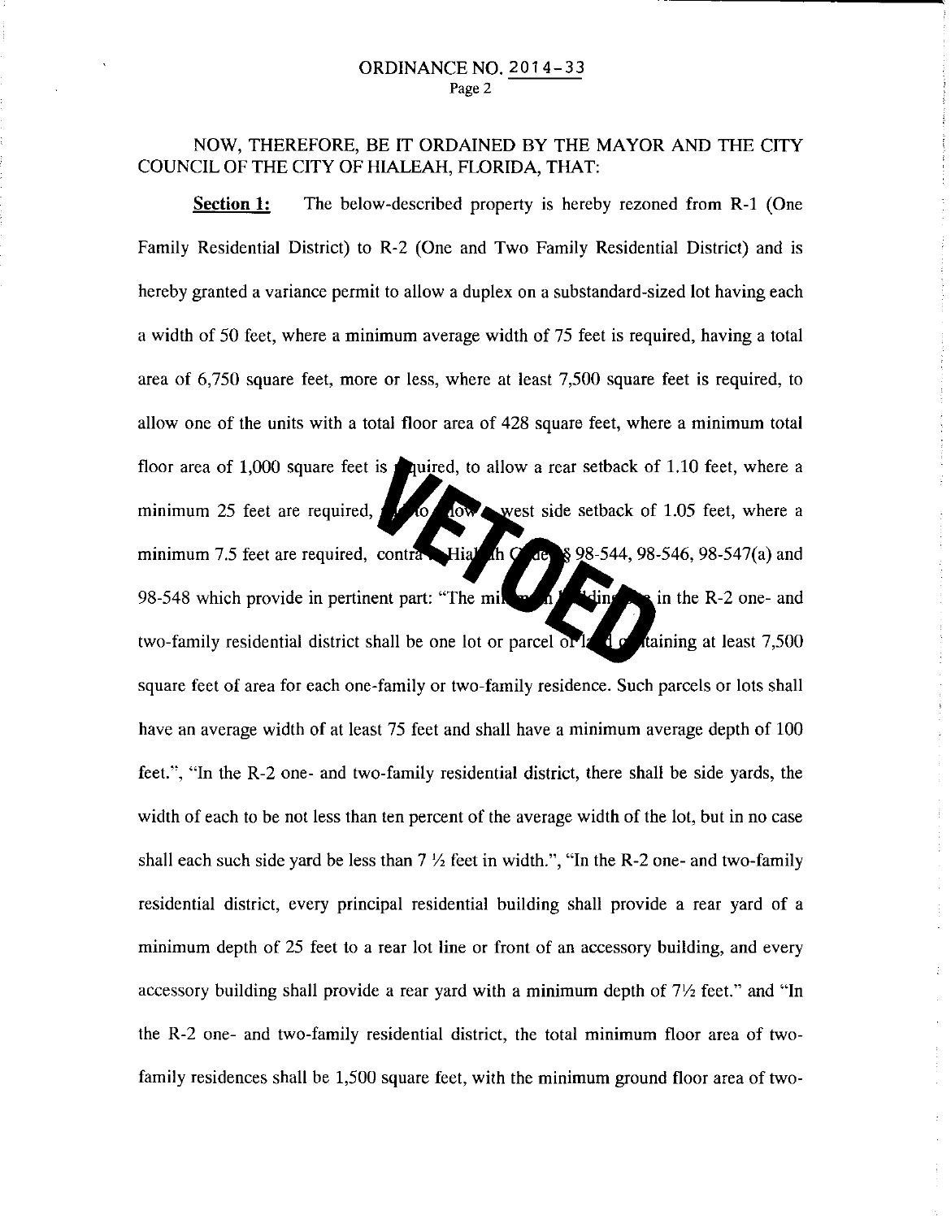NOW, THEREFORE, BE IT ORDAINED BY THE MAYOR AND THE CITY COUNCIL OF THE CITY OF HIALEAH, FLORIDA, THAT:

**Section 1:** The below-described property is hereby rezoned from R-1 (One Family Residential District) to R-2 (One and Two Family Residential District) and is hereby granted a variance permit to allow a duplex on a substandard-sized lot having each a width of 50 feet, where a minimum average width of 75 feet is required, having a total area of 6,750 square feet, more or less, where at least 7,500 square feet is required, to allow one of the units with a total floor area of 428 square feet, where a minimum total floor area of 1,000 square feet is required, to allow a rear setback of 1.10 feet, where a minimum 25 feet are required, and to allow a west side setback of 1.05 feet, where a minimum 7.5 feet are required, contra to Hialeah Code §§ 98-544, 98-546, 98-547(a) and 98-548 which provide in pertinent part: "The minimum building site in the R-2 one- and two-family residential district shall be one lot or parcel of land containing at least 7,500 square feet of area for each one-family or two-family residence. Such parcels or lots shall have an average width of at least 75 feet and shall have a minimum average depth of 100 feet.", "In the R-2 one- and two-family residential district, there shall be side yards, the width of each to be not less than ten percent of the average width of the lot, but in no case shall each such side yard be less than 7 ½ feet in width.", "In the R-2 one- and two-family residential district, every principal residential building shall provide a rear yard of a minimum depth of 25 feet to a rear lot line or front of an accessory building, and every accessory building shall provide a rear yard with a minimum depth of 7½ feet." and "In the R-2 one- and two-family residential district, the total minimum floor area of two-family residences shall be 1,500 square feet, with the minimum ground floor area of two-

VETOED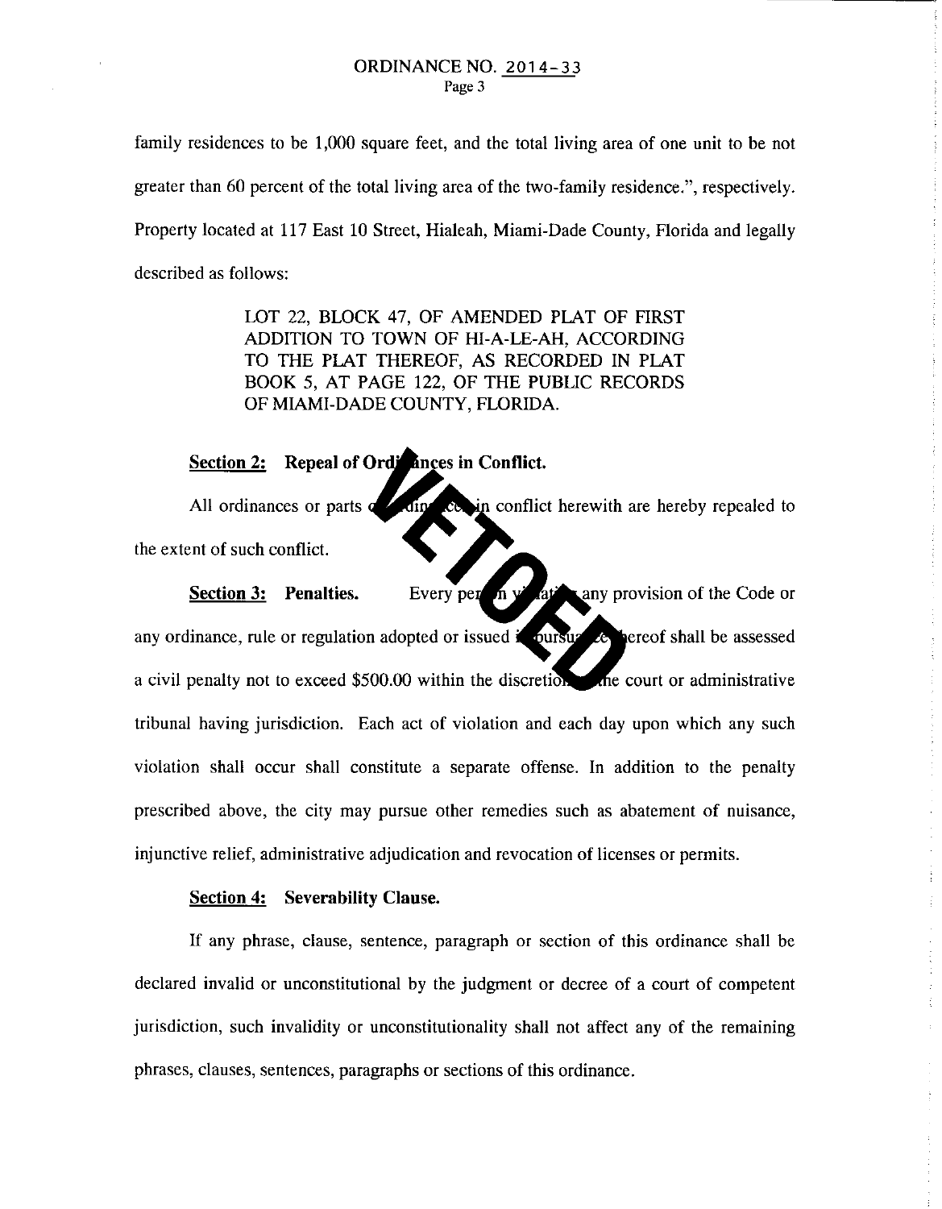family residences to be 1,000 square feet, and the total living area of one unit to be not greater than 60 percent of the total living area of the two-family residence.", respectively. Property located at 117 East 10 Street, Hialeah, Miami-Dade County, Florida and legally described as follows:

> LOT 22, BLOCK 47, OF AMENDED PLAT OF FIRST ADDITION TO TOWN OF HI-A-LE-AH, ACCORDING TO THE PLAT THEREOF, AS RECORDED IN PLAT BOOK 5, AT PAGE 122, OF THE PUBLIC RECORDS OF MIAMI-DADE COUNTY, FLORIDA.

VETOED

**Section 2: Repeal of Ordinances in Conflict.**

All ordinances or parts of ordinances in conflict herewith are hereby repealed to the extent of such conflict.

**Section 3: Penalties.** Every person violating any provision of the Code or any ordinance, rule or regulation adopted or issued in pursuance thereof shall be assessed a civil penalty not to exceed $500.00 within the discretion of the court or administrative tribunal having jurisdiction. Each act of violation and each day upon which any such violation shall occur shall constitute a separate offense. In addition to the penalty prescribed above, the city may pursue other remedies such as abatement of nuisance, injunctive relief, administrative adjudication and revocation of licenses or permits.

**Section 4: Severability Clause.**

If any phrase, clause, sentence, paragraph or section of this ordinance shall be declared invalid or unconstitutional by the judgment or decree of a court of competent jurisdiction, such invalidity or unconstitutionality shall not affect any of the remaining phrases, clauses, sentences, paragraphs or sections of this ordinance.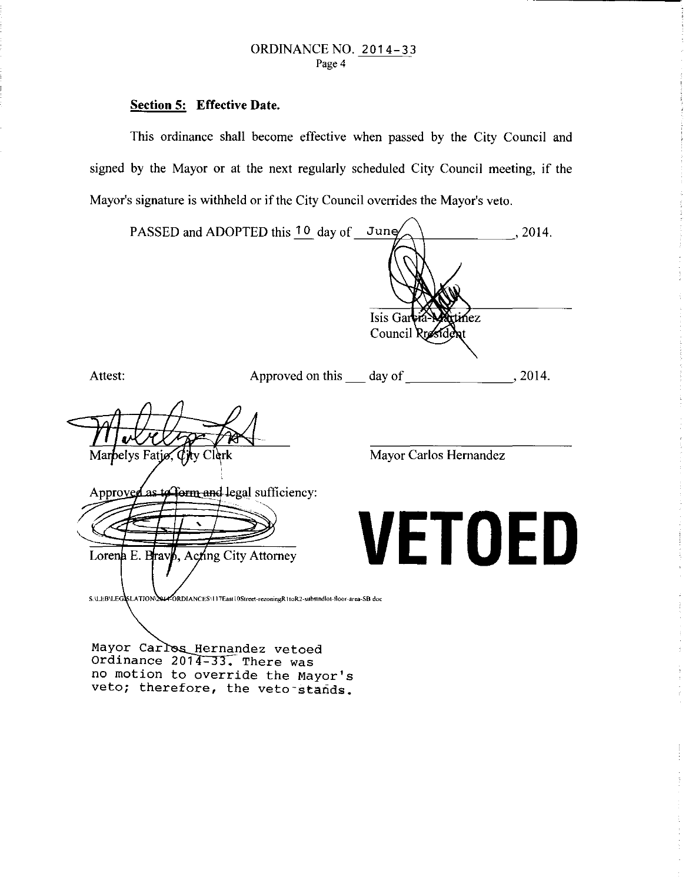ORDINANCE NO. 2014-33

## Section 5: Effective Date.

This ordinance shall become effective when passed by the City Council and signed by the Mayor or at the next regularly scheduled City Council meeting, if the Mayor's signature is withheld or if the City Council overrides the Mayor's veto.

PASSED and ADOPTED this 10 day of June, 2014.

Isis Garcia-Martinez
Council President

Attest: Approved on this ___ day of _______________, 2014.

Marbelys Fatjo, City Clerk

Mayor Carlos Hernandez

Approved as to form and legal sufficiency:

Lorena E. Bravo, Acting City Attorney

**VETOED**

S:\LEB\LEGISLATION\2014-ORDIANCES\117East10Street-rezoningR1toR2-substndlot-floor-area-SB.doc

Mayor Carlos Hernandez vetoed Ordinance 2014-33. There was no motion to override the Mayor's veto; therefore, the veto stands.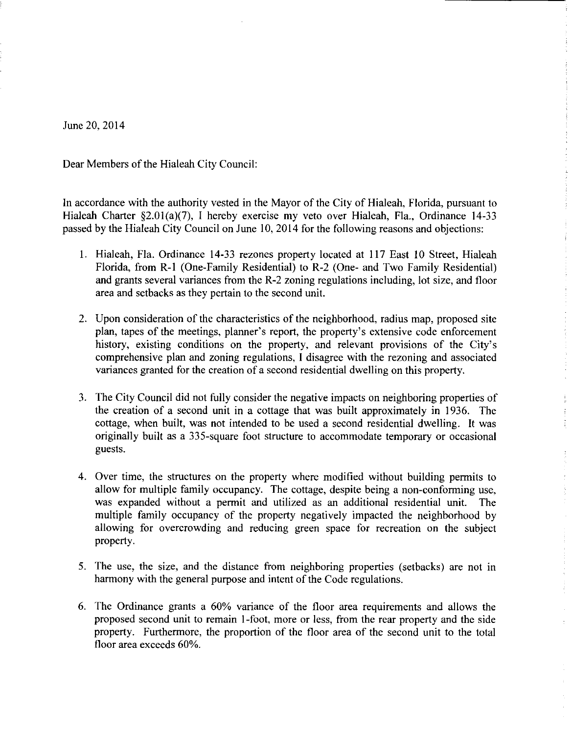June 20, 2014

Dear Members of the Hialeah City Council:

In accordance with the authority vested in the Mayor of the City of Hialeah, Florida, pursuant to Hialeah Charter §2.01(a)(7), I hereby exercise my veto over Hialeah, Fla., Ordinance 14-33 passed by the Hialeah City Council on June 10, 2014 for the following reasons and objections:

1. Hialeah, Fla. Ordinance 14-33 rezones property located at 117 East 10 Street, Hialeah Florida, from R-1 (One-Family Residential) to R-2 (One- and Two Family Residential) and grants several variances from the R-2 zoning regulations including, lot size, and floor area and setbacks as they pertain to the second unit.

2. Upon consideration of the characteristics of the neighborhood, radius map, proposed site plan, tapes of the meetings, planner's report, the property's extensive code enforcement history, existing conditions on the property, and relevant provisions of the City's comprehensive plan and zoning regulations, I disagree with the rezoning and associated variances granted for the creation of a second residential dwelling on this property.

3. The City Council did not fully consider the negative impacts on neighboring properties of the creation of a second unit in a cottage that was built approximately in 1936. The cottage, when built, was not intended to be used a second residential dwelling. It was originally built as a 335-square foot structure to accommodate temporary or occasional guests.

4. Over time, the structures on the property where modified without building permits to allow for multiple family occupancy. The cottage, despite being a non-conforming use, was expanded without a permit and utilized as an additional residential unit. The multiple family occupancy of the property negatively impacted the neighborhood by allowing for overcrowding and reducing green space for recreation on the subject property.

5. The use, the size, and the distance from neighboring properties (setbacks) are not in harmony with the general purpose and intent of the Code regulations.

6. The Ordinance grants a 60% variance of the floor area requirements and allows the proposed second unit to remain 1-foot, more or less, from the rear property and the side property. Furthermore, the proportion of the floor area of the second unit to the total floor area exceeds 60%.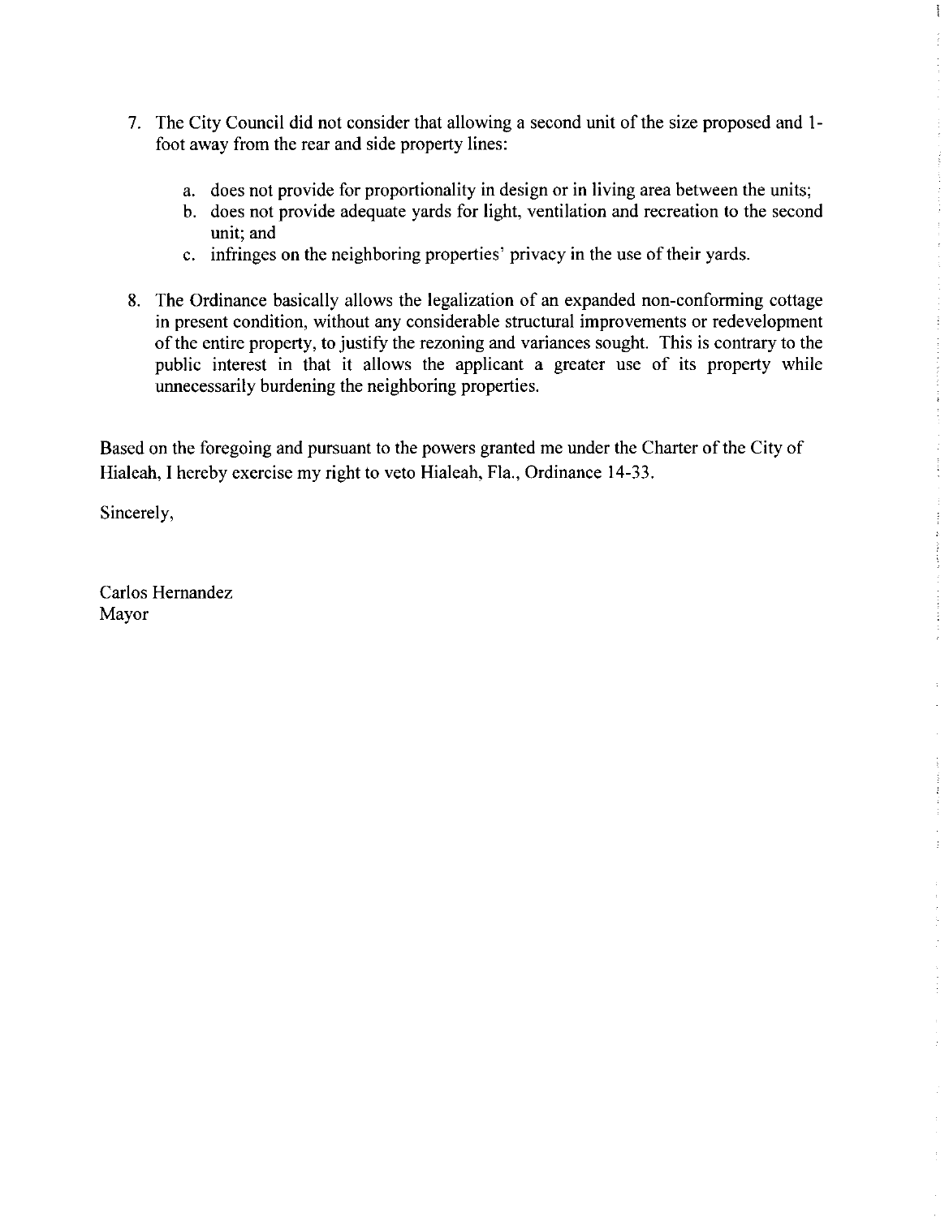7. The City Council did not consider that allowing a second unit of the size proposed and 1-foot away from the rear and side property lines:

   a. does not provide for proportionality in design or in living area between the units;
   b. does not provide adequate yards for light, ventilation and recreation to the second unit; and
   c. infringes on the neighboring properties' privacy in the use of their yards.

8. The Ordinance basically allows the legalization of an expanded non-conforming cottage in present condition, without any considerable structural improvements or redevelopment of the entire property, to justify the rezoning and variances sought. This is contrary to the public interest in that it allows the applicant a greater use of its property while unnecessarily burdening the neighboring properties.

Based on the foregoing and pursuant to the powers granted me under the Charter of the City of Hialeah, I hereby exercise my right to veto Hialeah, Fla., Ordinance 14-33.

Sincerely,

Carlos Hernandez
Mayor